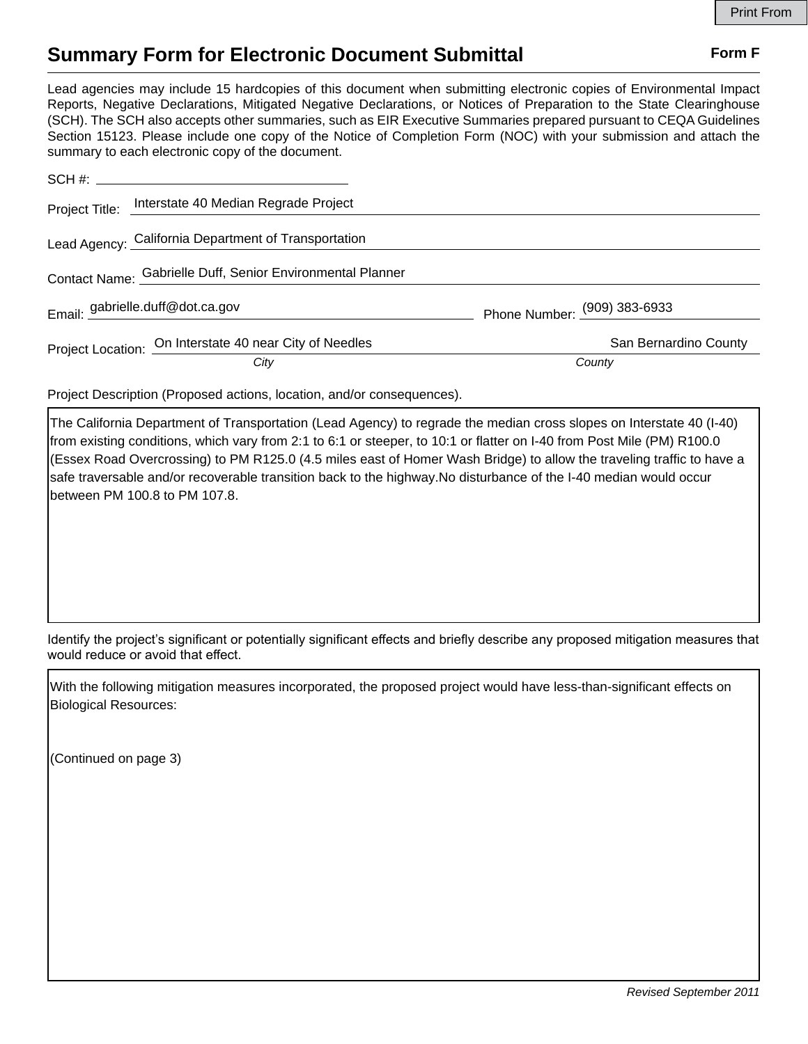# Summary Form for Electronic Document Submittal

**Form F**

Lead agencies may include 15 hardcopies of this document when submitting electronic copies of Environmental Impact Reports, Negative Declarations, Mitigated Negative Declarations, or Notices of Preparation to the State Clearinghouse (SCH). The SCH also accepts other summaries, such as EIR Executive Summaries prepared pursuant to CEQA Guidelines Section 15123. Please include one copy of the Notice of Completion Form (NOC) with your submission and attach the summary to each electronic copy of the document.

SCH #: \_\_\_\_\_\_\_\_\_\_\_\_\_\_\_\_\_\_\_\_

Project Title: Interstate 40 Median Regrade Project

Lead Agency: California Department of Transportation

Contact Name: Gabrielle Duff, Senior Environmental Planner

Email: gabrielle.duff@dot.ca.gov  Phone Number: (909) 383-6933

Project Location: On Interstate 40 near City of Needles (*City*)  San Bernardino County (*County*)

Project Description (Proposed actions, location, and/or consequences).

The California Department of Transportation (Lead Agency) to regrade the median cross slopes on Interstate 40 (I-40) from existing conditions, which vary from 2:1 to 6:1 or steeper, to 10:1 or flatter on I-40 from Post Mile (PM) R100.0 (Essex Road Overcrossing) to PM R125.0 (4.5 miles east of Homer Wash Bridge) to allow the traveling traffic to have a safe traversable and/or recoverable transition back to the highway.No disturbance of the I-40 median would occur between PM 100.8 to PM 107.8.

Identify the project's significant or potentially significant effects and briefly describe any proposed mitigation measures that would reduce or avoid that effect.

With the following mitigation measures incorporated, the proposed project would have less-than-significant effects on Biological Resources:

(Continued on page 3)

*Revised September 2011*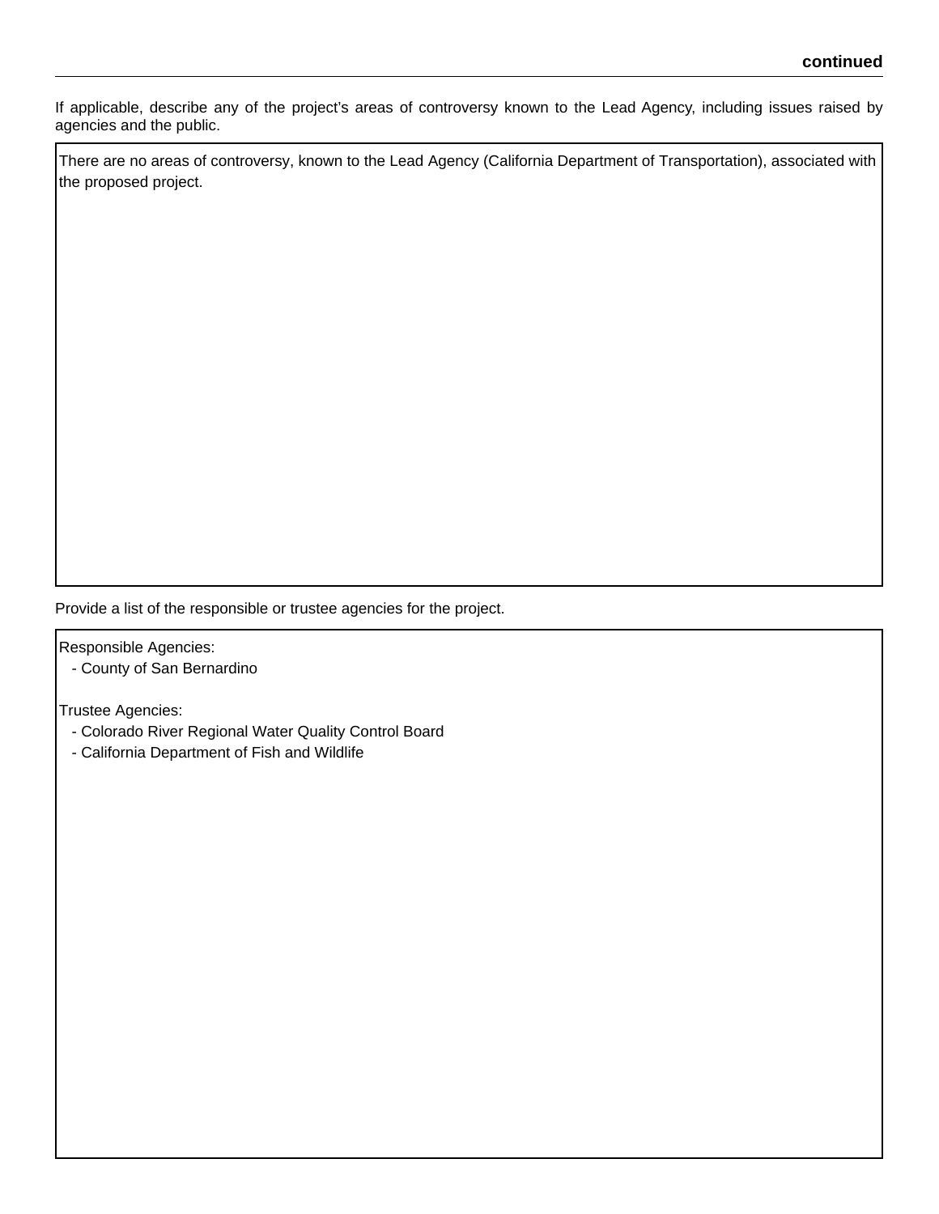**continued**

If applicable, describe any of the project's areas of controversy known to the Lead Agency, including issues raised by agencies and the public.

There are no areas of controversy, known to the Lead Agency (California Department of Transportation), associated with the proposed project.

Provide a list of the responsible or trustee agencies for the project.

Responsible Agencies:
- County of San Bernardino

Trustee Agencies:
- Colorado River Regional Water Quality Control Board
- California Department of Fish and Wildlife